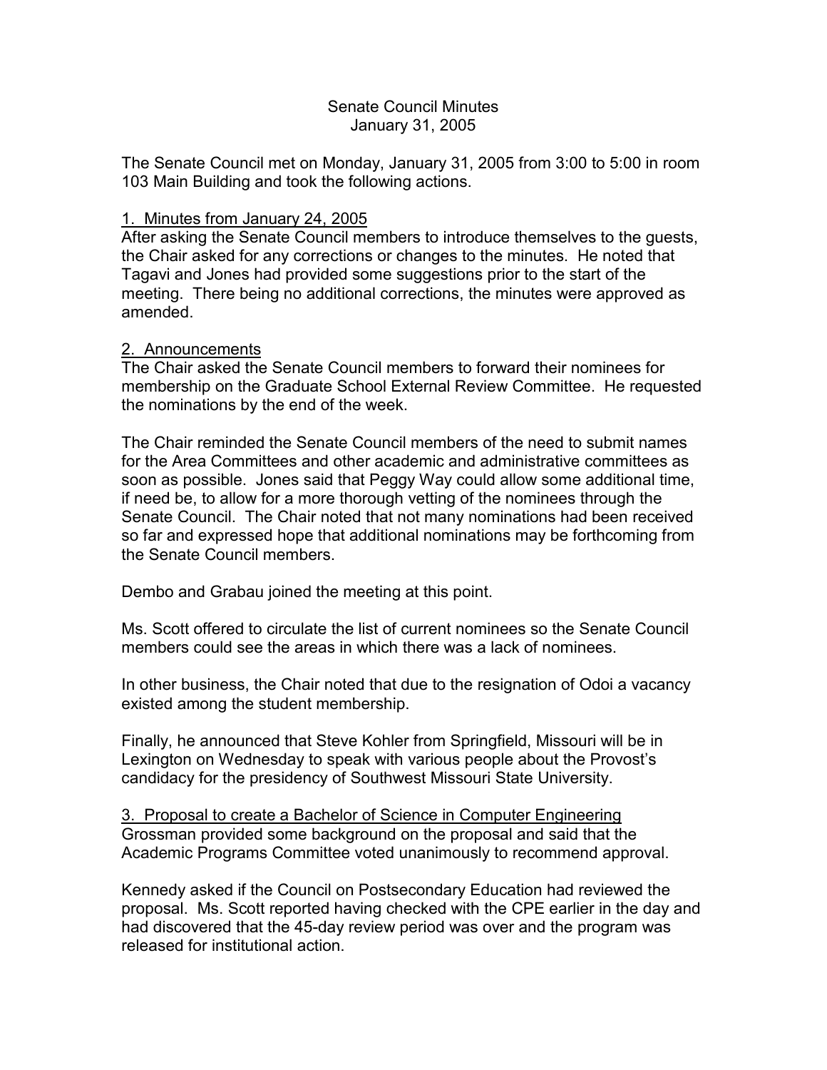# Senate Council Minutes
## January 31, 2005

The Senate Council met on Monday, January 31, 2005 from 3:00 to 5:00 in room 103 Main Building and took the following actions.

### 1. Minutes from January 24, 2005

After asking the Senate Council members to introduce themselves to the guests, the Chair asked for any corrections or changes to the minutes. He noted that Tagavi and Jones had provided some suggestions prior to the start of the meeting. There being no additional corrections, the minutes were approved as amended.

### 2. Announcements

The Chair asked the Senate Council members to forward their nominees for membership on the Graduate School External Review Committee. He requested the nominations by the end of the week.

The Chair reminded the Senate Council members of the need to submit names for the Area Committees and other academic and administrative committees as soon as possible. Jones said that Peggy Way could allow some additional time, if need be, to allow for a more thorough vetting of the nominees through the Senate Council. The Chair noted that not many nominations had been received so far and expressed hope that additional nominations may be forthcoming from the Senate Council members.

Dembo and Grabau joined the meeting at this point.

Ms. Scott offered to circulate the list of current nominees so the Senate Council members could see the areas in which there was a lack of nominees.

In other business, the Chair noted that due to the resignation of Odoi a vacancy existed among the student membership.

Finally, he announced that Steve Kohler from Springfield, Missouri will be in Lexington on Wednesday to speak with various people about the Provost's candidacy for the presidency of Southwest Missouri State University.

### 3. Proposal to create a Bachelor of Science in Computer Engineering

Grossman provided some background on the proposal and said that the Academic Programs Committee voted unanimously to recommend approval.

Kennedy asked if the Council on Postsecondary Education had reviewed the proposal. Ms. Scott reported having checked with the CPE earlier in the day and had discovered that the 45-day review period was over and the program was released for institutional action.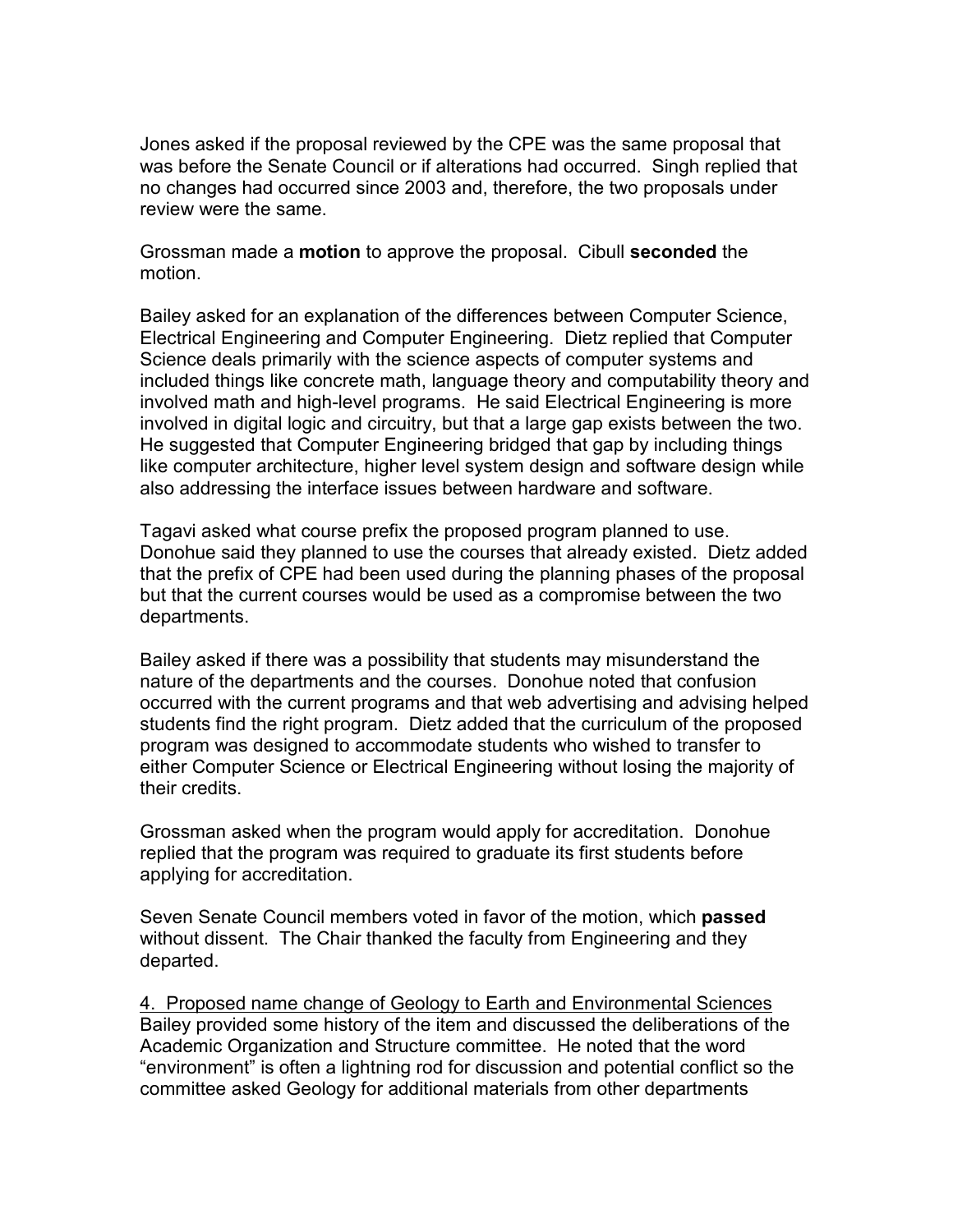Jones asked if the proposal reviewed by the CPE was the same proposal that was before the Senate Council or if alterations had occurred. Singh replied that no changes had occurred since 2003 and, therefore, the two proposals under review were the same.

Grossman made a **motion** to approve the proposal. Cibull **seconded** the motion.

Bailey asked for an explanation of the differences between Computer Science, Electrical Engineering and Computer Engineering. Dietz replied that Computer Science deals primarily with the science aspects of computer systems and included things like concrete math, language theory and computability theory and involved math and high-level programs. He said Electrical Engineering is more involved in digital logic and circuitry, but that a large gap exists between the two. He suggested that Computer Engineering bridged that gap by including things like computer architecture, higher level system design and software design while also addressing the interface issues between hardware and software.

Tagavi asked what course prefix the proposed program planned to use. Donohue said they planned to use the courses that already existed. Dietz added that the prefix of CPE had been used during the planning phases of the proposal but that the current courses would be used as a compromise between the two departments.

Bailey asked if there was a possibility that students may misunderstand the nature of the departments and the courses. Donohue noted that confusion occurred with the current programs and that web advertising and advising helped students find the right program. Dietz added that the curriculum of the proposed program was designed to accommodate students who wished to transfer to either Computer Science or Electrical Engineering without losing the majority of their credits.

Grossman asked when the program would apply for accreditation. Donohue replied that the program was required to graduate its first students before applying for accreditation.

Seven Senate Council members voted in favor of the motion, which **passed** without dissent. The Chair thanked the faculty from Engineering and they departed.

4. Proposed name change of Geology to Earth and Environmental Sciences

Bailey provided some history of the item and discussed the deliberations of the Academic Organization and Structure committee. He noted that the word "environment" is often a lightning rod for discussion and potential conflict so the committee asked Geology for additional materials from other departments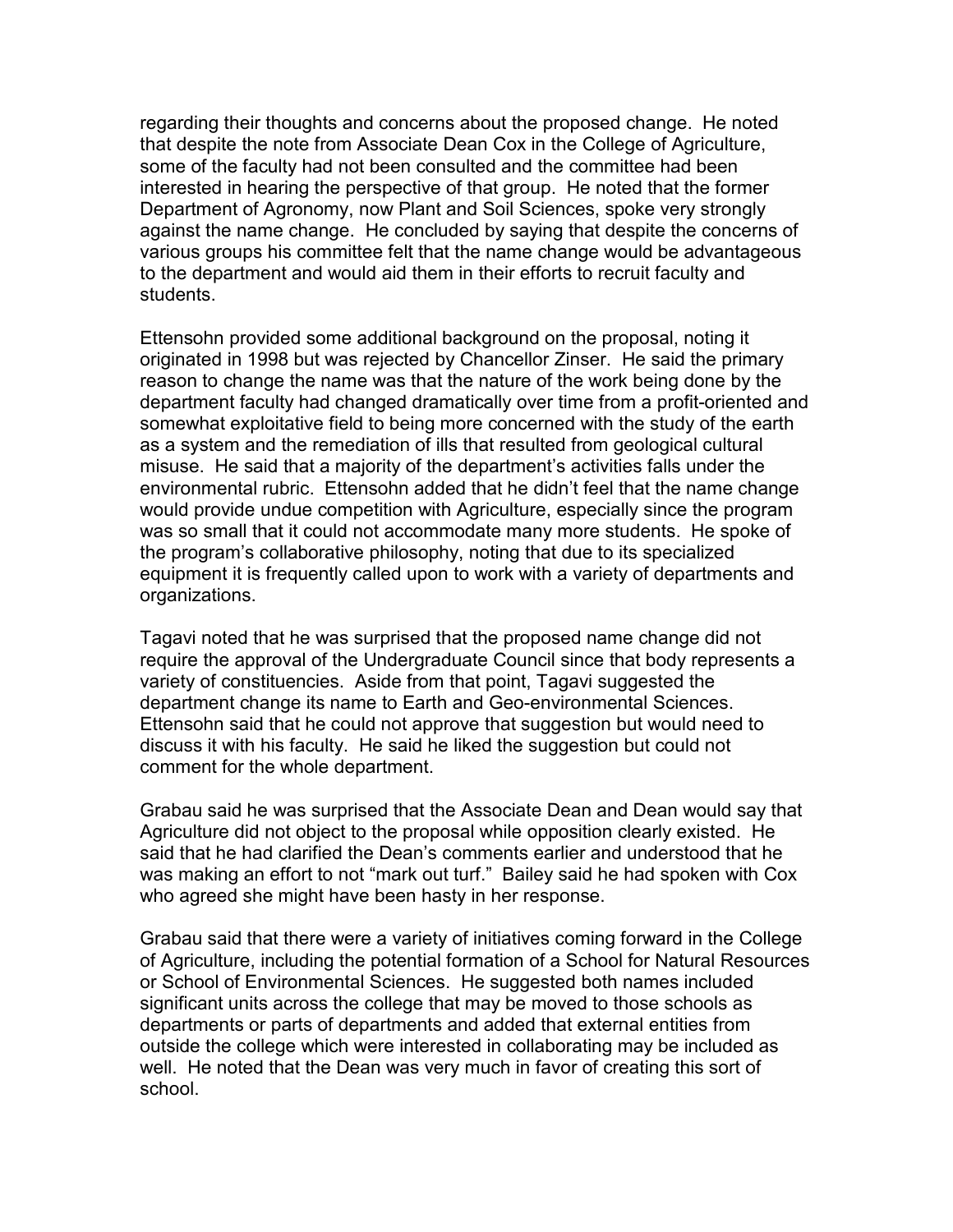regarding their thoughts and concerns about the proposed change. He noted that despite the note from Associate Dean Cox in the College of Agriculture, some of the faculty had not been consulted and the committee had been interested in hearing the perspective of that group. He noted that the former Department of Agronomy, now Plant and Soil Sciences, spoke very strongly against the name change. He concluded by saying that despite the concerns of various groups his committee felt that the name change would be advantageous to the department and would aid them in their efforts to recruit faculty and students.

Ettensohn provided some additional background on the proposal, noting it originated in 1998 but was rejected by Chancellor Zinser. He said the primary reason to change the name was that the nature of the work being done by the department faculty had changed dramatically over time from a profit-oriented and somewhat exploitative field to being more concerned with the study of the earth as a system and the remediation of ills that resulted from geological cultural misuse. He said that a majority of the department's activities falls under the environmental rubric. Ettensohn added that he didn't feel that the name change would provide undue competition with Agriculture, especially since the program was so small that it could not accommodate many more students. He spoke of the program's collaborative philosophy, noting that due to its specialized equipment it is frequently called upon to work with a variety of departments and organizations.

Tagavi noted that he was surprised that the proposed name change did not require the approval of the Undergraduate Council since that body represents a variety of constituencies. Aside from that point, Tagavi suggested the department change its name to Earth and Geo-environmental Sciences. Ettensohn said that he could not approve that suggestion but would need to discuss it with his faculty. He said he liked the suggestion but could not comment for the whole department.

Grabau said he was surprised that the Associate Dean and Dean would say that Agriculture did not object to the proposal while opposition clearly existed. He said that he had clarified the Dean's comments earlier and understood that he was making an effort to not "mark out turf." Bailey said he had spoken with Cox who agreed she might have been hasty in her response.

Grabau said that there were a variety of initiatives coming forward in the College of Agriculture, including the potential formation of a School for Natural Resources or School of Environmental Sciences. He suggested both names included significant units across the college that may be moved to those schools as departments or parts of departments and added that external entities from outside the college which were interested in collaborating may be included as well. He noted that the Dean was very much in favor of creating this sort of school.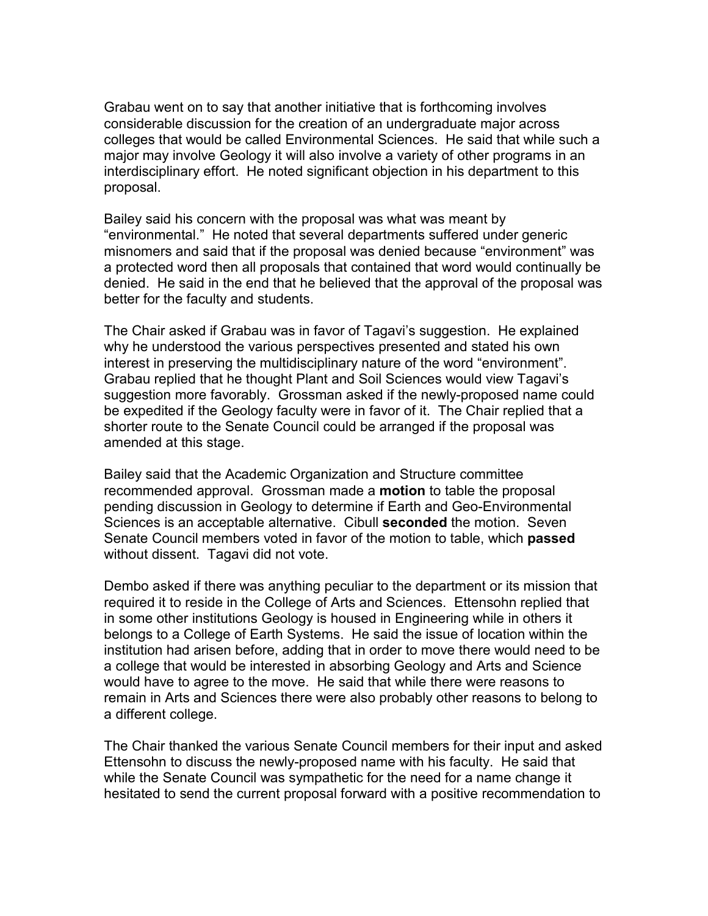Grabau went on to say that another initiative that is forthcoming involves considerable discussion for the creation of an undergraduate major across colleges that would be called Environmental Sciences. He said that while such a major may involve Geology it will also involve a variety of other programs in an interdisciplinary effort. He noted significant objection in his department to this proposal.

Bailey said his concern with the proposal was what was meant by "environmental." He noted that several departments suffered under generic misnomers and said that if the proposal was denied because "environment" was a protected word then all proposals that contained that word would continually be denied. He said in the end that he believed that the approval of the proposal was better for the faculty and students.

The Chair asked if Grabau was in favor of Tagavi's suggestion. He explained why he understood the various perspectives presented and stated his own interest in preserving the multidisciplinary nature of the word "environment". Grabau replied that he thought Plant and Soil Sciences would view Tagavi's suggestion more favorably. Grossman asked if the newly-proposed name could be expedited if the Geology faculty were in favor of it. The Chair replied that a shorter route to the Senate Council could be arranged if the proposal was amended at this stage.

Bailey said that the Academic Organization and Structure committee recommended approval. Grossman made a **motion** to table the proposal pending discussion in Geology to determine if Earth and Geo-Environmental Sciences is an acceptable alternative. Cibull **seconded** the motion. Seven Senate Council members voted in favor of the motion to table, which **passed** without dissent. Tagavi did not vote.

Dembo asked if there was anything peculiar to the department or its mission that required it to reside in the College of Arts and Sciences. Ettensohn replied that in some other institutions Geology is housed in Engineering while in others it belongs to a College of Earth Systems. He said the issue of location within the institution had arisen before, adding that in order to move there would need to be a college that would be interested in absorbing Geology and Arts and Science would have to agree to the move. He said that while there were reasons to remain in Arts and Sciences there were also probably other reasons to belong to a different college.

The Chair thanked the various Senate Council members for their input and asked Ettensohn to discuss the newly-proposed name with his faculty. He said that while the Senate Council was sympathetic for the need for a name change it hesitated to send the current proposal forward with a positive recommendation to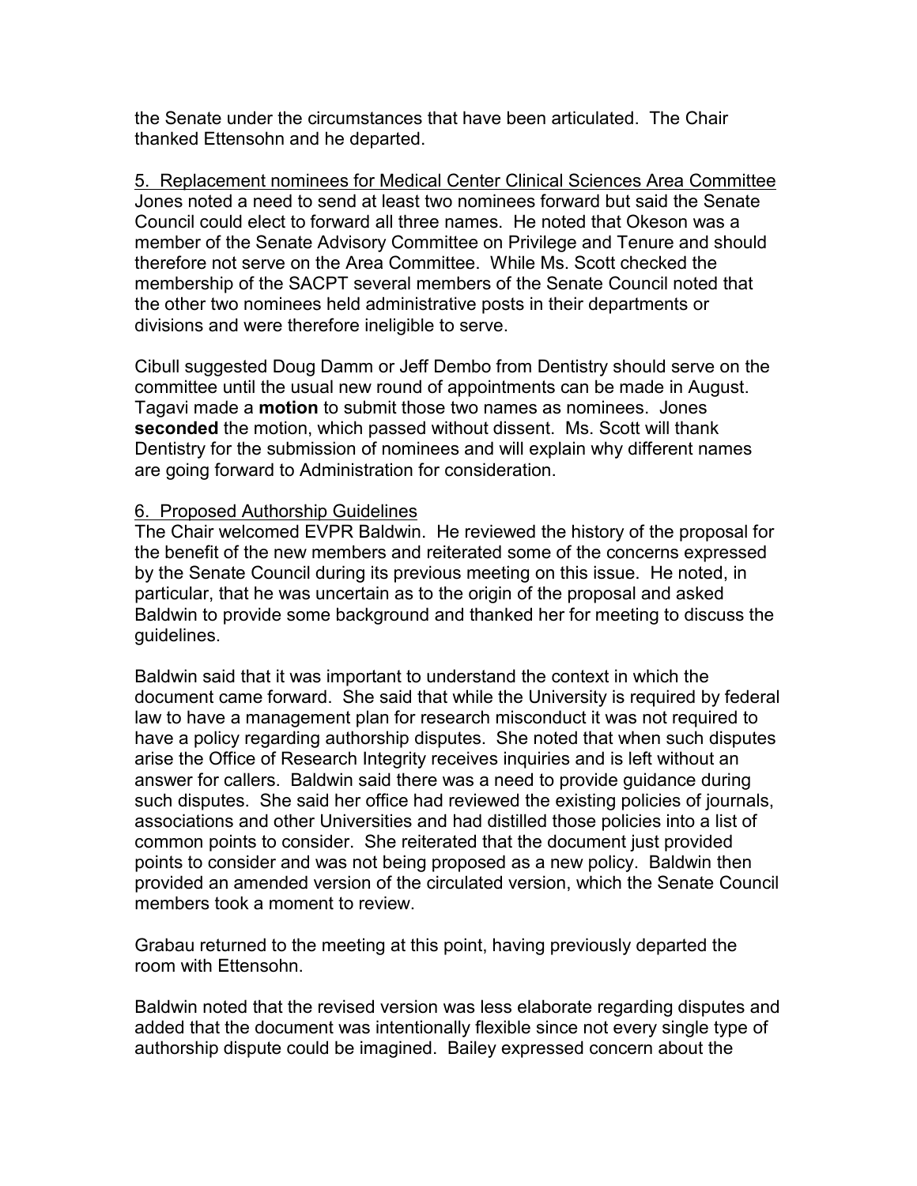the Senate under the circumstances that have been articulated. The Chair thanked Ettensohn and he departed.

<u>5. Replacement nominees for Medical Center Clinical Sciences Area Committee</u>
Jones noted a need to send at least two nominees forward but said the Senate Council could elect to forward all three names. He noted that Okeson was a member of the Senate Advisory Committee on Privilege and Tenure and should therefore not serve on the Area Committee. While Ms. Scott checked the membership of the SACPT several members of the Senate Council noted that the other two nominees held administrative posts in their departments or divisions and were therefore ineligible to serve.

Cibull suggested Doug Damm or Jeff Dembo from Dentistry should serve on the committee until the usual new round of appointments can be made in August. Tagavi made a **motion** to submit those two names as nominees. Jones **seconded** the motion, which passed without dissent. Ms. Scott will thank Dentistry for the submission of nominees and will explain why different names are going forward to Administration for consideration.

<u>6. Proposed Authorship Guidelines</u>
The Chair welcomed EVPR Baldwin. He reviewed the history of the proposal for the benefit of the new members and reiterated some of the concerns expressed by the Senate Council during its previous meeting on this issue. He noted, in particular, that he was uncertain as to the origin of the proposal and asked Baldwin to provide some background and thanked her for meeting to discuss the guidelines.

Baldwin said that it was important to understand the context in which the document came forward. She said that while the University is required by federal law to have a management plan for research misconduct it was not required to have a policy regarding authorship disputes. She noted that when such disputes arise the Office of Research Integrity receives inquiries and is left without an answer for callers. Baldwin said there was a need to provide guidance during such disputes. She said her office had reviewed the existing policies of journals, associations and other Universities and had distilled those policies into a list of common points to consider. She reiterated that the document just provided points to consider and was not being proposed as a new policy. Baldwin then provided an amended version of the circulated version, which the Senate Council members took a moment to review.

Grabau returned to the meeting at this point, having previously departed the room with Ettensohn.

Baldwin noted that the revised version was less elaborate regarding disputes and added that the document was intentionally flexible since not every single type of authorship dispute could be imagined. Bailey expressed concern about the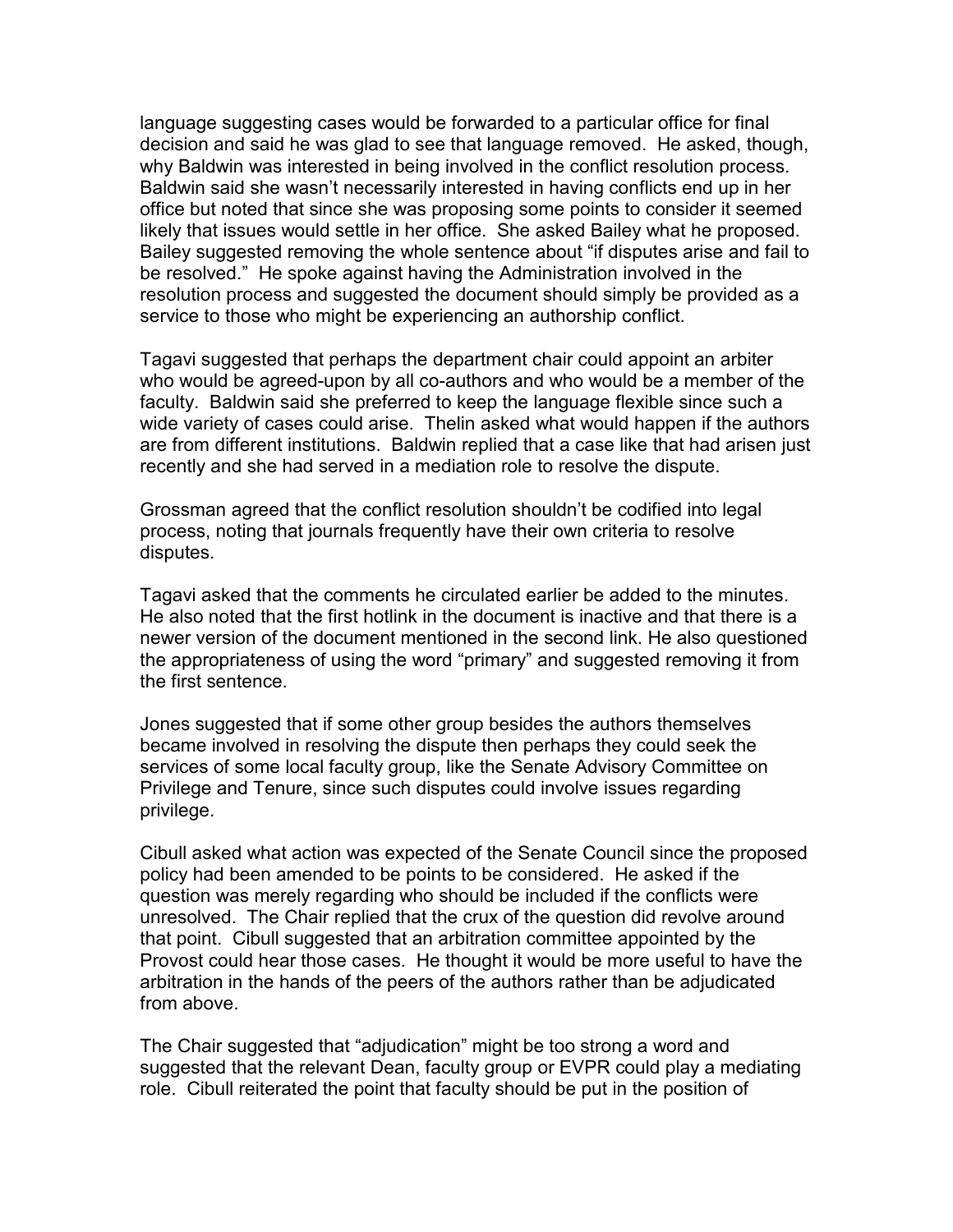language suggesting cases would be forwarded to a particular office for final decision and said he was glad to see that language removed. He asked, though, why Baldwin was interested in being involved in the conflict resolution process. Baldwin said she wasn't necessarily interested in having conflicts end up in her office but noted that since she was proposing some points to consider it seemed likely that issues would settle in her office. She asked Bailey what he proposed. Bailey suggested removing the whole sentence about "if disputes arise and fail to be resolved." He spoke against having the Administration involved in the resolution process and suggested the document should simply be provided as a service to those who might be experiencing an authorship conflict.

Tagavi suggested that perhaps the department chair could appoint an arbiter who would be agreed-upon by all co-authors and who would be a member of the faculty. Baldwin said she preferred to keep the language flexible since such a wide variety of cases could arise. Thelin asked what would happen if the authors are from different institutions. Baldwin replied that a case like that had arisen just recently and she had served in a mediation role to resolve the dispute.

Grossman agreed that the conflict resolution shouldn't be codified into legal process, noting that journals frequently have their own criteria to resolve disputes.

Tagavi asked that the comments he circulated earlier be added to the minutes. He also noted that the first hotlink in the document is inactive and that there is a newer version of the document mentioned in the second link. He also questioned the appropriateness of using the word "primary" and suggested removing it from the first sentence.

Jones suggested that if some other group besides the authors themselves became involved in resolving the dispute then perhaps they could seek the services of some local faculty group, like the Senate Advisory Committee on Privilege and Tenure, since such disputes could involve issues regarding privilege.

Cibull asked what action was expected of the Senate Council since the proposed policy had been amended to be points to be considered. He asked if the question was merely regarding who should be included if the conflicts were unresolved. The Chair replied that the crux of the question did revolve around that point. Cibull suggested that an arbitration committee appointed by the Provost could hear those cases. He thought it would be more useful to have the arbitration in the hands of the peers of the authors rather than be adjudicated from above.

The Chair suggested that "adjudication" might be too strong a word and suggested that the relevant Dean, faculty group or EVPR could play a mediating role. Cibull reiterated the point that faculty should be put in the position of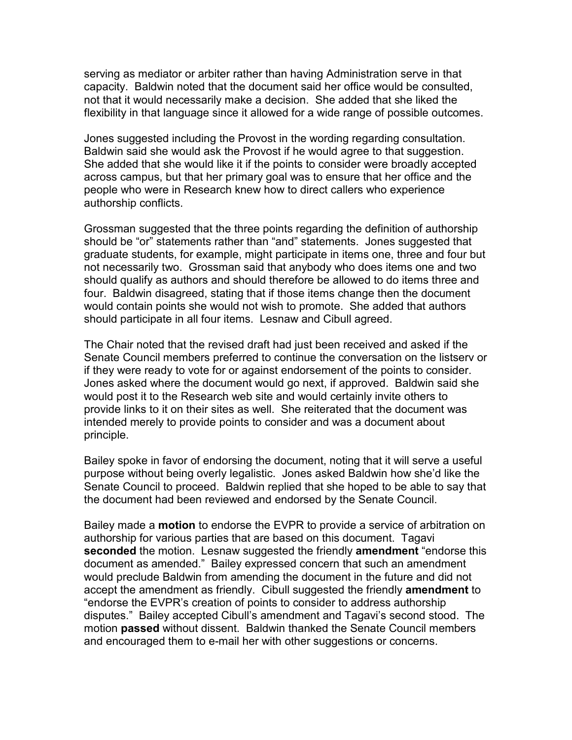serving as mediator or arbiter rather than having Administration serve in that capacity. Baldwin noted that the document said her office would be consulted, not that it would necessarily make a decision. She added that she liked the flexibility in that language since it allowed for a wide range of possible outcomes.

Jones suggested including the Provost in the wording regarding consultation. Baldwin said she would ask the Provost if he would agree to that suggestion. She added that she would like it if the points to consider were broadly accepted across campus, but that her primary goal was to ensure that her office and the people who were in Research knew how to direct callers who experience authorship conflicts.

Grossman suggested that the three points regarding the definition of authorship should be "or" statements rather than "and" statements. Jones suggested that graduate students, for example, might participate in items one, three and four but not necessarily two. Grossman said that anybody who does items one and two should qualify as authors and should therefore be allowed to do items three and four. Baldwin disagreed, stating that if those items change then the document would contain points she would not wish to promote. She added that authors should participate in all four items. Lesnaw and Cibull agreed.

The Chair noted that the revised draft had just been received and asked if the Senate Council members preferred to continue the conversation on the listserv or if they were ready to vote for or against endorsement of the points to consider. Jones asked where the document would go next, if approved. Baldwin said she would post it to the Research web site and would certainly invite others to provide links to it on their sites as well. She reiterated that the document was intended merely to provide points to consider and was a document about principle.

Bailey spoke in favor of endorsing the document, noting that it will serve a useful purpose without being overly legalistic. Jones asked Baldwin how she'd like the Senate Council to proceed. Baldwin replied that she hoped to be able to say that the document had been reviewed and endorsed by the Senate Council.

Bailey made a **motion** to endorse the EVPR to provide a service of arbitration on authorship for various parties that are based on this document. Tagavi **seconded** the motion. Lesnaw suggested the friendly **amendment** "endorse this document as amended." Bailey expressed concern that such an amendment would preclude Baldwin from amending the document in the future and did not accept the amendment as friendly. Cibull suggested the friendly **amendment** to "endorse the EVPR's creation of points to consider to address authorship disputes." Bailey accepted Cibull's amendment and Tagavi's second stood. The motion **passed** without dissent. Baldwin thanked the Senate Council members and encouraged them to e-mail her with other suggestions or concerns.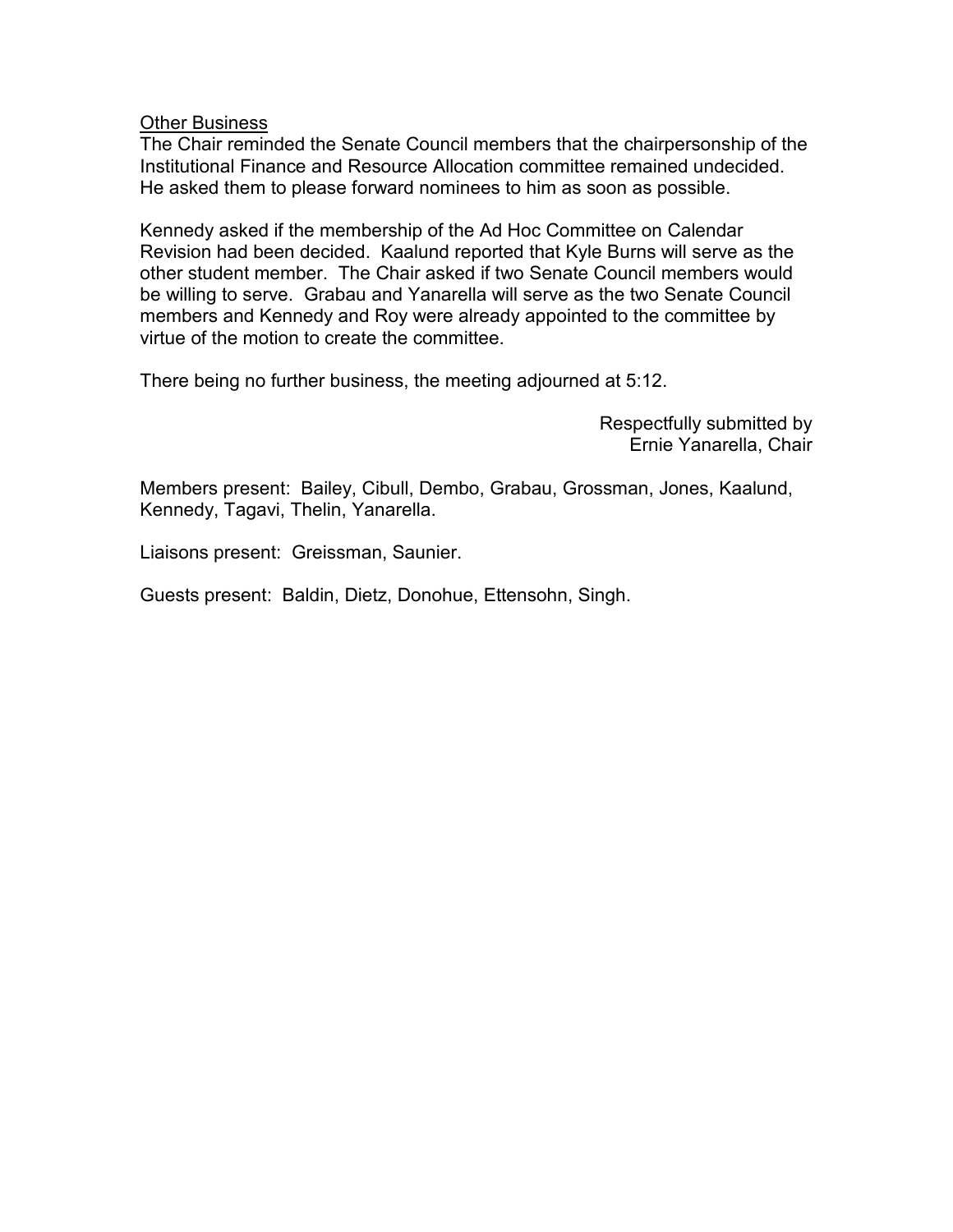<u>Other Business</u>

The Chair reminded the Senate Council members that the chairpersonship of the Institutional Finance and Resource Allocation committee remained undecided. He asked them to please forward nominees to him as soon as possible.

Kennedy asked if the membership of the Ad Hoc Committee on Calendar Revision had been decided. Kaalund reported that Kyle Burns will serve as the other student member. The Chair asked if two Senate Council members would be willing to serve. Grabau and Yanarella will serve as the two Senate Council members and Kennedy and Roy were already appointed to the committee by virtue of the motion to create the committee.

There being no further business, the meeting adjourned at 5:12.

Respectfully submitted by
Ernie Yanarella, Chair

Members present: Bailey, Cibull, Dembo, Grabau, Grossman, Jones, Kaalund, Kennedy, Tagavi, Thelin, Yanarella.

Liaisons present: Greissman, Saunier.

Guests present: Baldin, Dietz, Donohue, Ettensohn, Singh.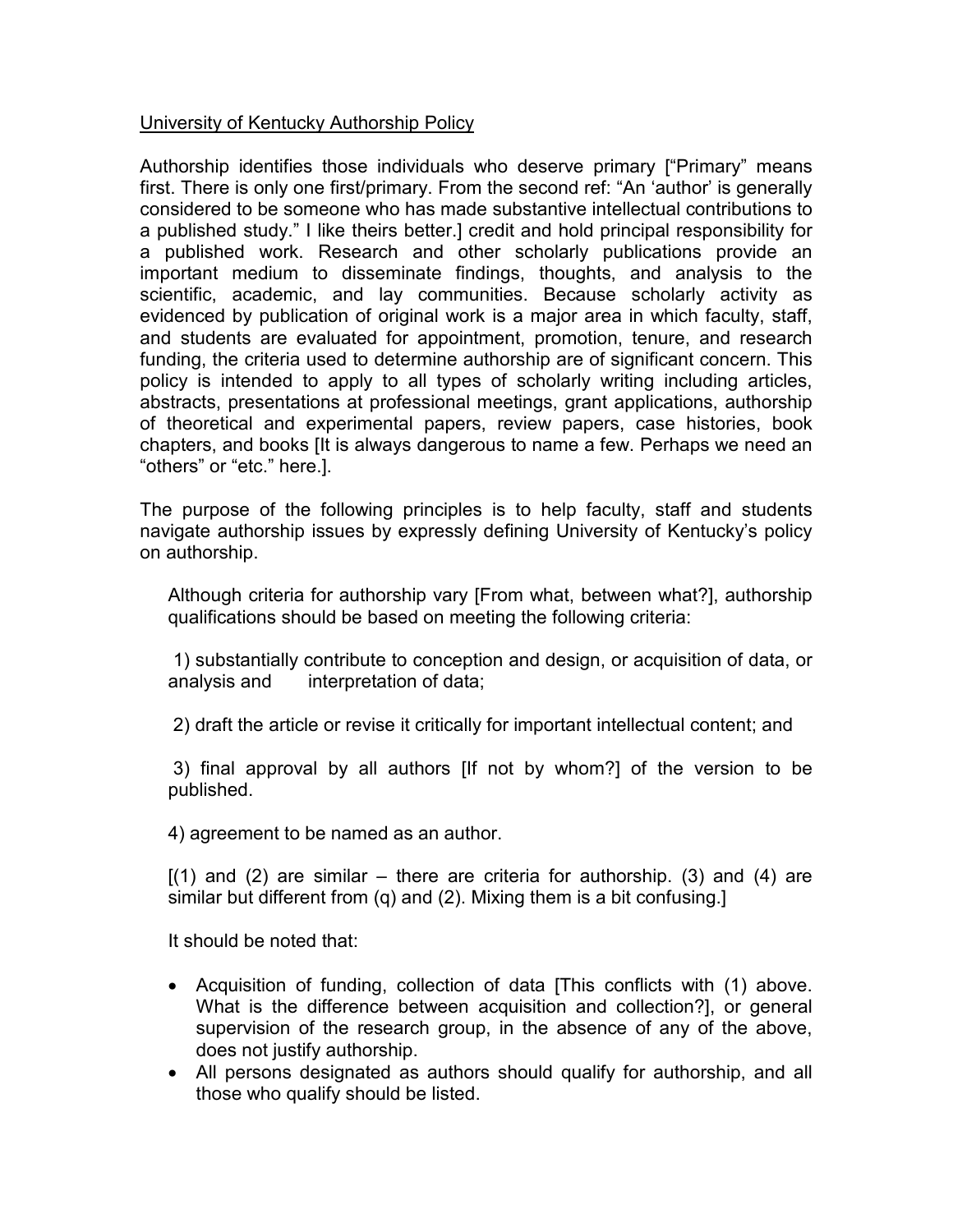University of Kentucky Authorship Policy

Authorship identifies those individuals who deserve primary ["Primary" means first. There is only one first/primary. From the second ref: "An 'author' is generally considered to be someone who has made substantive intellectual contributions to a published study." I like theirs better.] credit and hold principal responsibility for a published work. Research and other scholarly publications provide an important medium to disseminate findings, thoughts, and analysis to the scientific, academic, and lay communities. Because scholarly activity as evidenced by publication of original work is a major area in which faculty, staff, and students are evaluated for appointment, promotion, tenure, and research funding, the criteria used to determine authorship are of significant concern. This policy is intended to apply to all types of scholarly writing including articles, abstracts, presentations at professional meetings, grant applications, authorship of theoretical and experimental papers, review papers, case histories, book chapters, and books [It is always dangerous to name a few. Perhaps we need an "others" or "etc." here.].

The purpose of the following principles is to help faculty, staff and students navigate authorship issues by expressly defining University of Kentucky's policy on authorship.

Although criteria for authorship vary [From what, between what?], authorship qualifications should be based on meeting the following criteria:

1) substantially contribute to conception and design, or acquisition of data, or analysis and interpretation of data;

2) draft the article or revise it critically for important intellectual content; and

3) final approval by all authors [If not by whom?] of the version to be published.

4) agreement to be named as an author.

[(1) and (2) are similar – there are criteria for authorship. (3) and (4) are similar but different from (q) and (2). Mixing them is a bit confusing.]

It should be noted that:

- Acquisition of funding, collection of data [This conflicts with (1) above. What is the difference between acquisition and collection?], or general supervision of the research group, in the absence of any of the above, does not justify authorship.
- All persons designated as authors should qualify for authorship, and all those who qualify should be listed.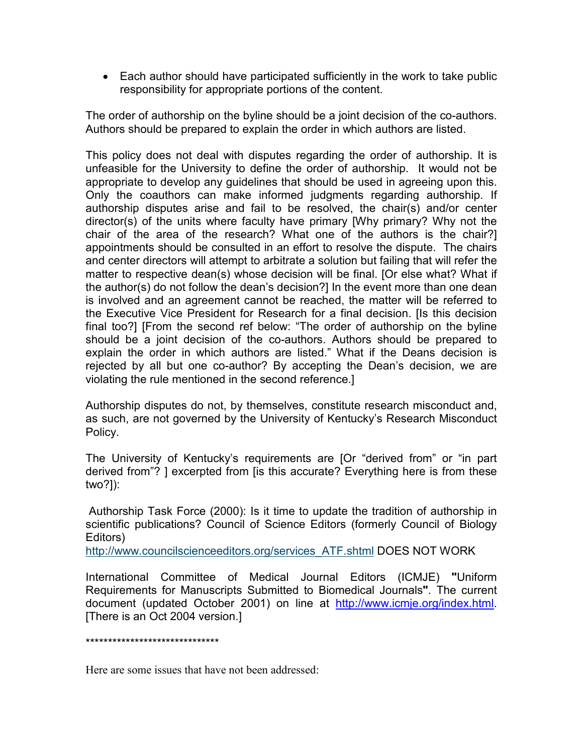- Each author should have participated sufficiently in the work to take public responsibility for appropriate portions of the content.

The order of authorship on the byline should be a joint decision of the co-authors. Authors should be prepared to explain the order in which authors are listed.

This policy does not deal with disputes regarding the order of authorship. It is unfeasible for the University to define the order of authorship. It would not be appropriate to develop any guidelines that should be used in agreeing upon this. Only the coauthors can make informed judgments regarding authorship. If authorship disputes arise and fail to be resolved, the chair(s) and/or center director(s) of the units where faculty have primary [Why primary? Why not the chair of the area of the research? What one of the authors is the chair?] appointments should be consulted in an effort to resolve the dispute. The chairs and center directors will attempt to arbitrate a solution but failing that will refer the matter to respective dean(s) whose decision will be final. [Or else what? What if the author(s) do not follow the dean's decision?] In the event more than one dean is involved and an agreement cannot be reached, the matter will be referred to the Executive Vice President for Research for a final decision. [Is this decision final too?] [From the second ref below: "The order of authorship on the byline should be a joint decision of the co-authors. Authors should be prepared to explain the order in which authors are listed." What if the Deans decision is rejected by all but one co-author? By accepting the Dean's decision, we are violating the rule mentioned in the second reference.]

Authorship disputes do not, by themselves, constitute research misconduct and, as such, are not governed by the University of Kentucky's Research Misconduct Policy.

The University of Kentucky's requirements are [Or "derived from" or "in part derived from"? ] excerpted from [is this accurate? Everything here is from these two?]):

Authorship Task Force (2000): Is it time to update the tradition of authorship in scientific publications? Council of Science Editors (formerly Council of Biology Editors)
http://www.councilscienceeditors.org/services_ATF.shtml DOES NOT WORK

International Committee of Medical Journal Editors (ICMJE) **"**Uniform Requirements for Manuscripts Submitted to Biomedical Journals**"**. The current document (updated October 2001) on line at http://www.icmje.org/index.html. [There is an Oct 2004 version.]

******************************

Here are some issues that have not been addressed: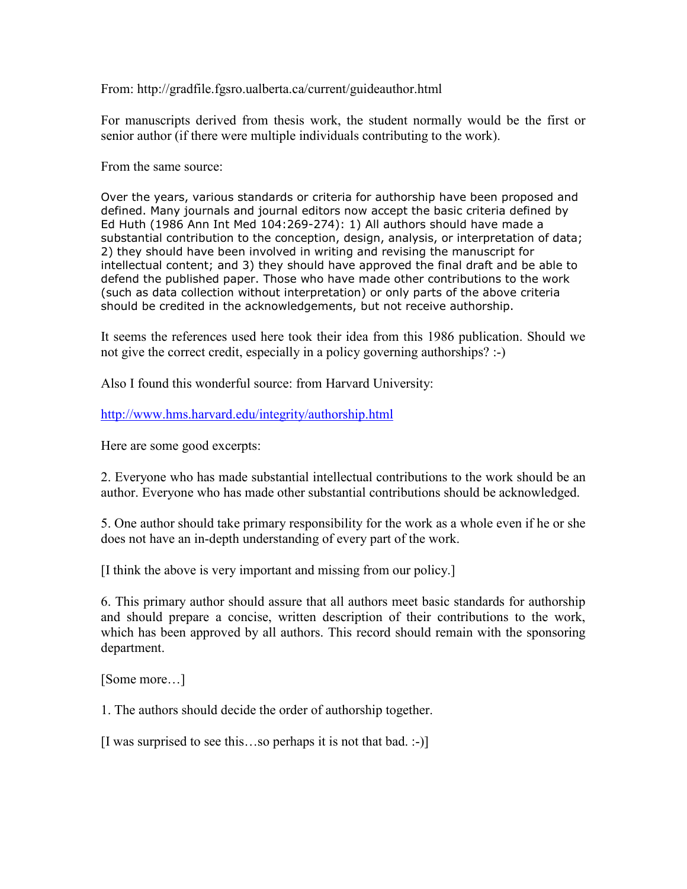From: http://gradfile.fgsro.ualberta.ca/current/guideauthor.html

For manuscripts derived from thesis work, the student normally would be the first or senior author (if there were multiple individuals contributing to the work).

From the same source:

Over the years, various standards or criteria for authorship have been proposed and defined. Many journals and journal editors now accept the basic criteria defined by Ed Huth (1986 Ann Int Med 104:269-274): 1) All authors should have made a substantial contribution to the conception, design, analysis, or interpretation of data; 2) they should have been involved in writing and revising the manuscript for intellectual content; and 3) they should have approved the final draft and be able to defend the published paper. Those who have made other contributions to the work (such as data collection without interpretation) or only parts of the above criteria should be credited in the acknowledgements, but not receive authorship.

It seems the references used here took their idea from this 1986 publication. Should we not give the correct credit, especially in a policy governing authorships? :-)

Also I found this wonderful source: from Harvard University:

http://www.hms.harvard.edu/integrity/authorship.html

Here are some good excerpts:

2. Everyone who has made substantial intellectual contributions to the work should be an author. Everyone who has made other substantial contributions should be acknowledged.

5. One author should take primary responsibility for the work as a whole even if he or she does not have an in-depth understanding of every part of the work.

[I think the above is very important and missing from our policy.]

6. This primary author should assure that all authors meet basic standards for authorship and should prepare a concise, written description of their contributions to the work, which has been approved by all authors. This record should remain with the sponsoring department.

[Some more…]

1. The authors should decide the order of authorship together.

[I was surprised to see this…so perhaps it is not that bad. :-)]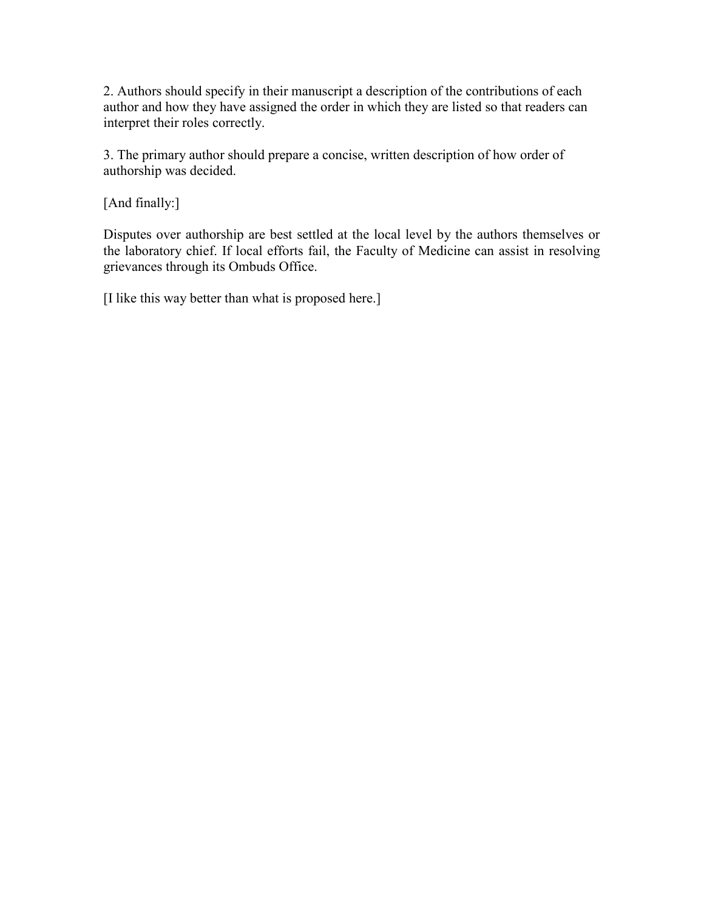2. Authors should specify in their manuscript a description of the contributions of each author and how they have assigned the order in which they are listed so that readers can interpret their roles correctly.

3. The primary author should prepare a concise, written description of how order of authorship was decided.

[And finally:]

Disputes over authorship are best settled at the local level by the authors themselves or the laboratory chief. If local efforts fail, the Faculty of Medicine can assist in resolving grievances through its Ombuds Office.

[I like this way better than what is proposed here.]